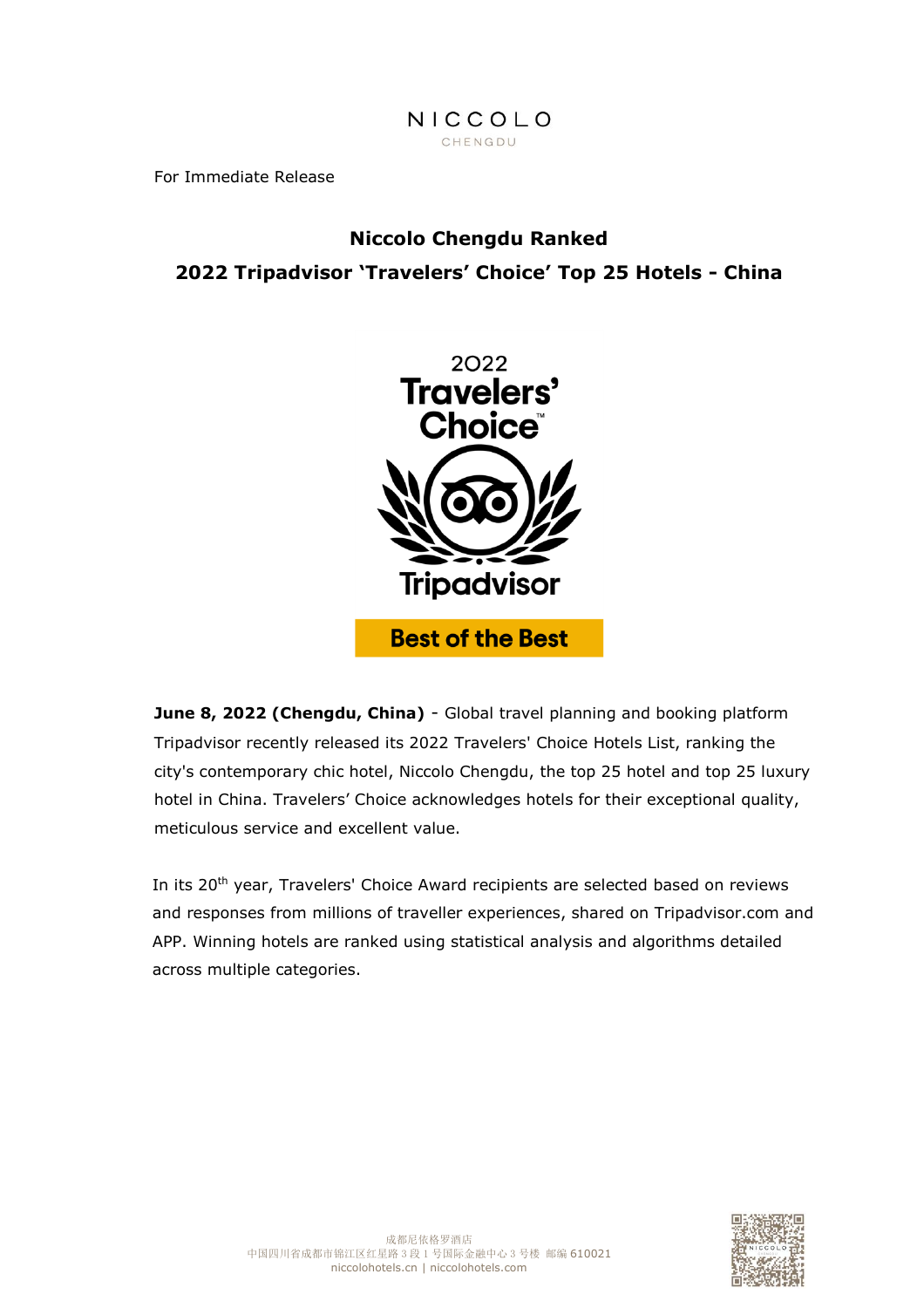NICCOLO
CHENGDU

For Immediate Release

# Niccolo Chengdu Ranked
# 2022 Tripadvisor 'Travelers' Choice' Top 25 Hotels - China

2022
Travelers' Choice
Tripadvisor
Best of the Best

**June 8, 2022 (Chengdu, China)** - Global travel planning and booking platform Tripadvisor recently released its 2022 Travelers' Choice Hotels List, ranking the city's contemporary chic hotel, Niccolo Chengdu, the top 25 hotel and top 25 luxury hotel in China. Travelers' Choice acknowledges hotels for their exceptional quality, meticulous service and excellent value.

In its 20th year, Travelers' Choice Award recipients are selected based on reviews and responses from millions of traveller experiences, shared on Tripadvisor.com and APP. Winning hotels are ranked using statistical analysis and algorithms detailed across multiple categories.

成都尼依格罗酒店
中国四川省成都市锦江区红星路 3 段 1 号国际金融中心 3 号楼 邮编 610021
niccolohotels.cn | niccolohotels.com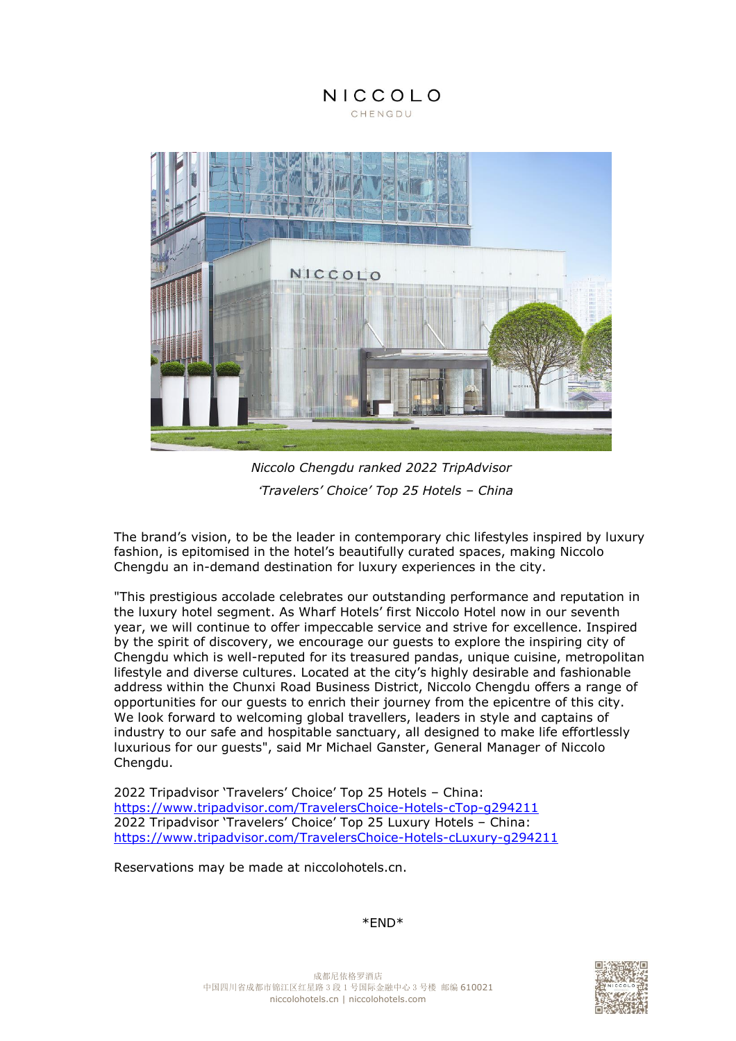NICCOLO
CHENGDU

*Niccolo Chengdu ranked 2022 TripAdvisor 'Travelers' Choice' Top 25 Hotels – China*

The brand's vision, to be the leader in contemporary chic lifestyles inspired by luxury fashion, is epitomised in the hotel's beautifully curated spaces, making Niccolo Chengdu an in-demand destination for luxury experiences in the city.

"This prestigious accolade celebrates our outstanding performance and reputation in the luxury hotel segment. As Wharf Hotels' first Niccolo Hotel now in our seventh year, we will continue to offer impeccable service and strive for excellence. Inspired by the spirit of discovery, we encourage our guests to explore the inspiring city of Chengdu which is well-reputed for its treasured pandas, unique cuisine, metropolitan lifestyle and diverse cultures. Located at the city's highly desirable and fashionable address within the Chunxi Road Business District, Niccolo Chengdu offers a range of opportunities for our guests to enrich their journey from the epicentre of this city. We look forward to welcoming global travellers, leaders in style and captains of industry to our safe and hospitable sanctuary, all designed to make life effortlessly luxurious for our guests", said Mr Michael Ganster, General Manager of Niccolo Chengdu.

2022 Tripadvisor 'Travelers' Choice' Top 25 Hotels – China:
https://www.tripadvisor.com/TravelersChoice-Hotels-cTop-g294211
2022 Tripadvisor 'Travelers' Choice' Top 25 Luxury Hotels – China:
https://www.tripadvisor.com/TravelersChoice-Hotels-cLuxury-g294211

Reservations may be made at niccolohotels.cn.

*END*

成都尼依格罗酒店
中国四川省成都市锦江区红星路 3 段 1 号国际金融中心 3 号楼 邮编 610021
niccolohotels.cn | niccolohotels.com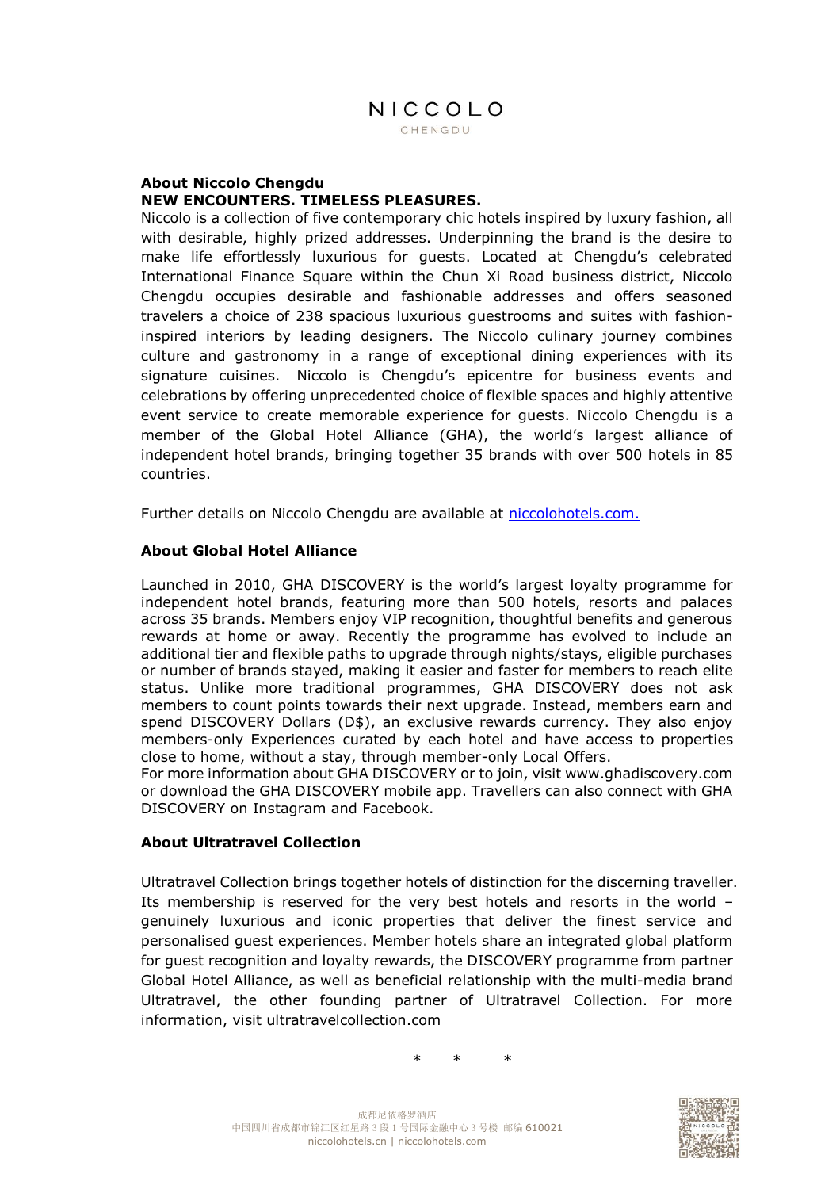NICCOLO
CHENGDU

**About Niccolo Chengdu**
**NEW ENCOUNTERS. TIMELESS PLEASURES.**
Niccolo is a collection of five contemporary chic hotels inspired by luxury fashion, all with desirable, highly prized addresses. Underpinning the brand is the desire to make life effortlessly luxurious for guests. Located at Chengdu's celebrated International Finance Square within the Chun Xi Road business district, Niccolo Chengdu occupies desirable and fashionable addresses and offers seasoned travelers a choice of 238 spacious luxurious guestrooms and suites with fashion-inspired interiors by leading designers. The Niccolo culinary journey combines culture and gastronomy in a range of exceptional dining experiences with its signature cuisines. Niccolo is Chengdu's epicentre for business events and celebrations by offering unprecedented choice of flexible spaces and highly attentive event service to create memorable experience for guests. Niccolo Chengdu is a member of the Global Hotel Alliance (GHA), the world's largest alliance of independent hotel brands, bringing together 35 brands with over 500 hotels in 85 countries.

Further details on Niccolo Chengdu are available at niccolohotels.com.

**About Global Hotel Alliance**

Launched in 2010, GHA DISCOVERY is the world's largest loyalty programme for independent hotel brands, featuring more than 500 hotels, resorts and palaces across 35 brands. Members enjoy VIP recognition, thoughtful benefits and generous rewards at home or away. Recently the programme has evolved to include an additional tier and flexible paths to upgrade through nights/stays, eligible purchases or number of brands stayed, making it easier and faster for members to reach elite status. Unlike more traditional programmes, GHA DISCOVERY does not ask members to count points towards their next upgrade. Instead, members earn and spend DISCOVERY Dollars (D$), an exclusive rewards currency. They also enjoy members-only Experiences curated by each hotel and have access to properties close to home, without a stay, through member-only Local Offers.
For more information about GHA DISCOVERY or to join, visit www.ghadiscovery.com or download the GHA DISCOVERY mobile app. Travellers can also connect with GHA DISCOVERY on Instagram and Facebook.

**About Ultratravel Collection**

Ultratravel Collection brings together hotels of distinction for the discerning traveller. Its membership is reserved for the very best hotels and resorts in the world – genuinely luxurious and iconic properties that deliver the finest service and personalised guest experiences. Member hotels share an integrated global platform for guest recognition and loyalty rewards, the DISCOVERY programme from partner Global Hotel Alliance, as well as beneficial relationship with the multi-media brand Ultratravel, the other founding partner of Ultratravel Collection. For more information, visit ultratravelcollection.com

\* \* \*

成都尼依格罗酒店
中国四川省成都市锦江区红星路 3 段 1 号国际金融中心 3 号楼 邮编 610021
niccolohotels.cn | niccolohotels.com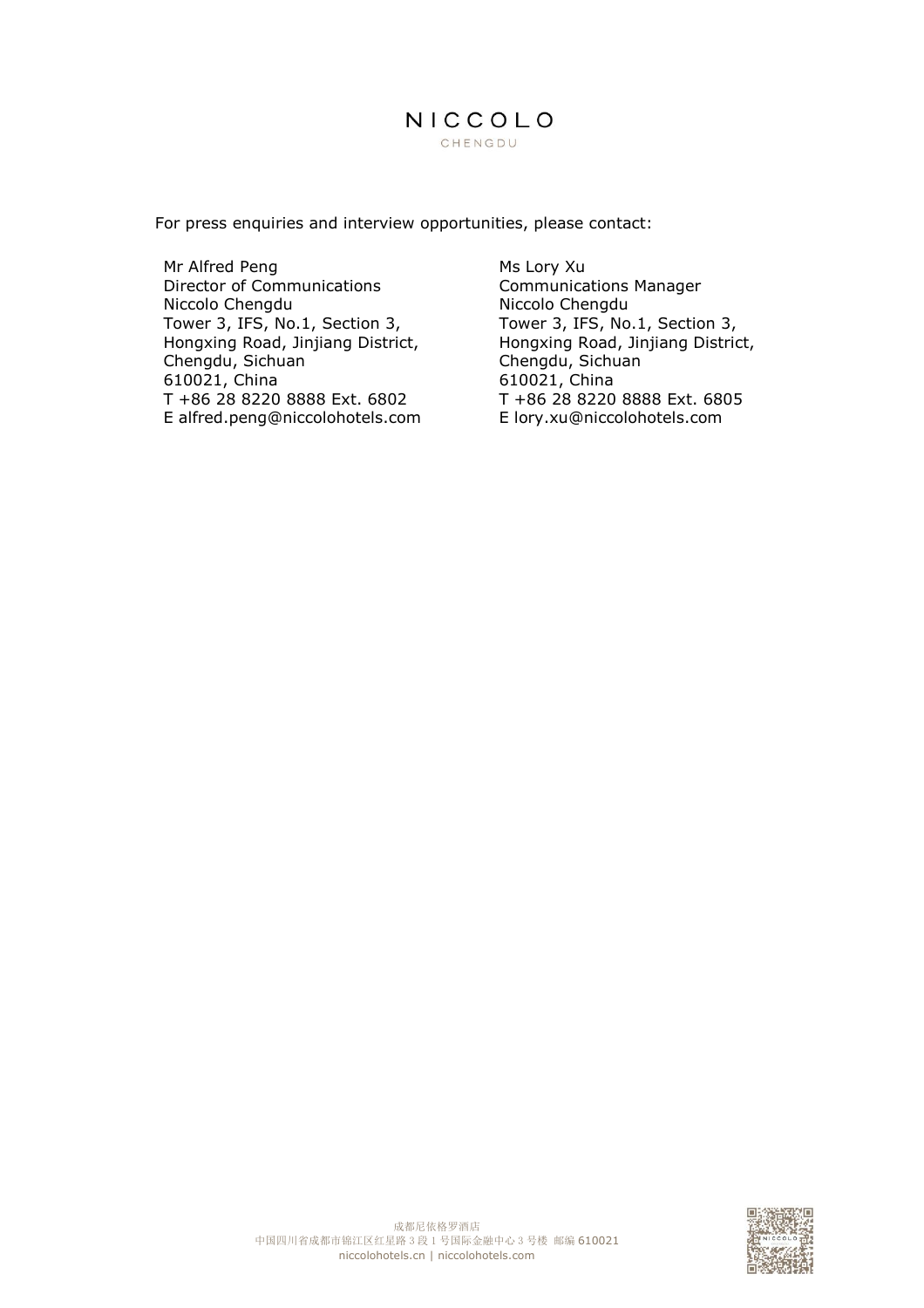NICCOLO
CHENGDU

For press enquiries and interview opportunities, please contact:

Mr Alfred Peng
Director of Communications
Niccolo Chengdu
Tower 3, IFS, No.1, Section 3,
Hongxing Road, Jinjiang District,
Chengdu, Sichuan
610021, China
T +86 28 8220 8888 Ext. 6802
E alfred.peng@niccolohotels.com

Ms Lory Xu
Communications Manager
Niccolo Chengdu
Tower 3, IFS, No.1, Section 3,
Hongxing Road, Jinjiang District,
Chengdu, Sichuan
610021, China
T +86 28 8220 8888 Ext. 6805
E lory.xu@niccolohotels.com

成都尼依格罗酒店
中国四川省成都市锦江区红星路 3 段 1 号国际金融中心 3 号楼 邮编 610021
niccolohotels.cn | niccolohotels.com